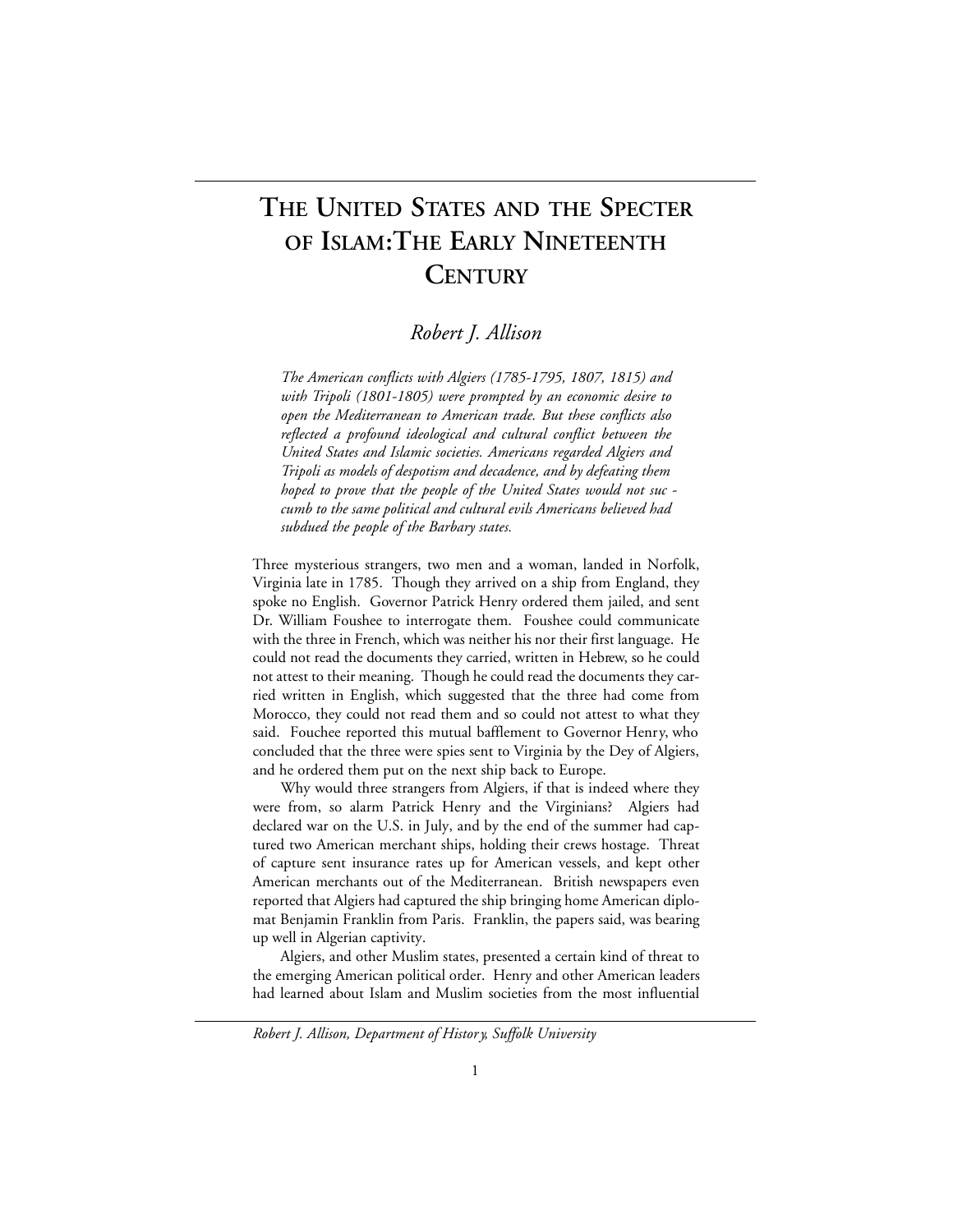# The United States and the Specter of Islam: The Early Nineteenth Century

*Robert J. Allison*

*The American conflicts with Algiers (1785-1795, 1807, 1815) and with Tripoli (1801-1805) were prompted by an economic desire to open the Mediterranean to American trade. But these conflicts also reflected a profound ideological and cultural conflict between the United States and Islamic societies. Americans regarded Algiers and Tripoli as models of despotism and decadence, and by defeating them hoped to prove that the people of the United States would not succumb to the same political and cultural evils Americans believed had subdued the people of the Barbary states.*

Three mysterious strangers, two men and a woman, landed in Norfolk, Virginia late in 1785. Though they arrived on a ship from England, they spoke no English. Governor Patrick Henry ordered them jailed, and sent Dr. William Foushee to interrogate them. Foushee could communicate with the three in French, which was neither his nor their first language. He could not read the documents they carried, written in Hebrew, so he could not attest to their meaning. Though he could read the documents they carried written in English, which suggested that the three had come from Morocco, they could not read them and so could not attest to what they said. Fouchee reported this mutual bafflement to Governor Henry, who concluded that the three were spies sent to Virginia by the Dey of Algiers, and he ordered them put on the next ship back to Europe.

Why would three strangers from Algiers, if that is indeed where they were from, so alarm Patrick Henry and the Virginians? Algiers had declared war on the U.S. in July, and by the end of the summer had captured two American merchant ships, holding their crews hostage. Threat of capture sent insurance rates up for American vessels, and kept other American merchants out of the Mediterranean. British newspapers even reported that Algiers had captured the ship bringing home American diplomat Benjamin Franklin from Paris. Franklin, the papers said, was bearing up well in Algerian captivity.

Algiers, and other Muslim states, presented a certain kind of threat to the emerging American political order. Henry and other American leaders had learned about Islam and Muslim societies from the most influential

*Robert J. Allison, Department of History, Suffolk University*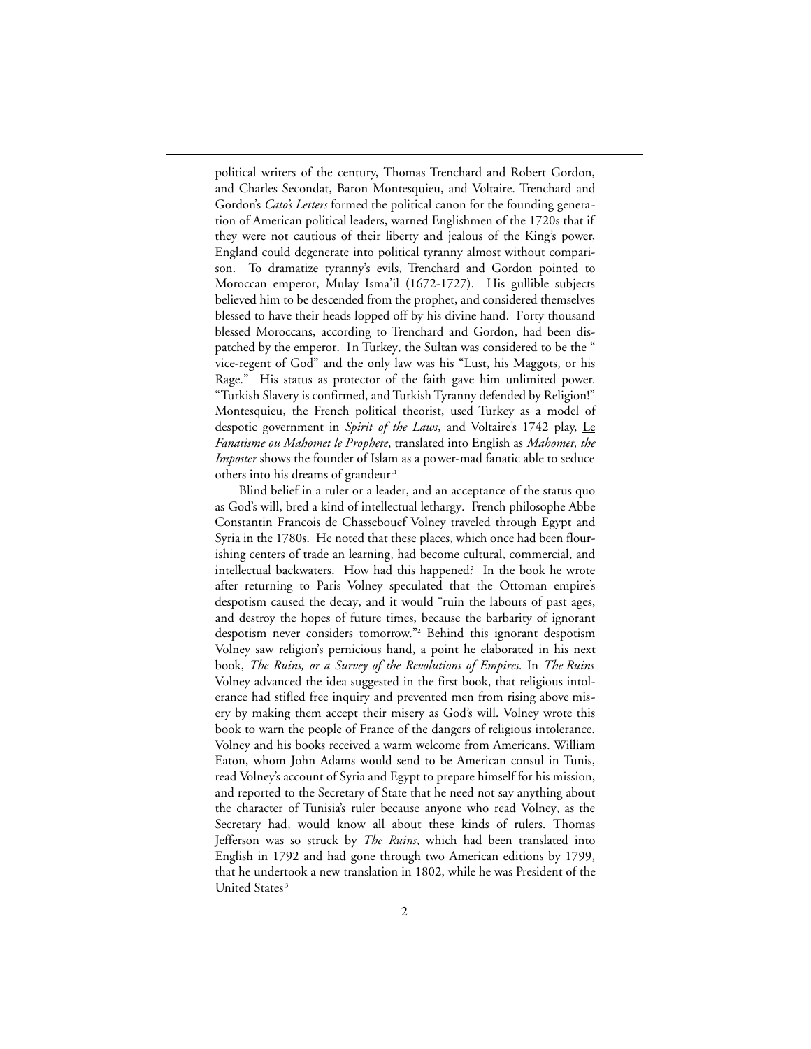political writers of the century, Thomas Trenchard and Robert Gordon, and Charles Secondat, Baron Montesquieu, and Voltaire. Trenchard and Gordon's *Cato's Letters* formed the political canon for the founding generation of American political leaders, warned Englishmen of the 1720s that if they were not cautious of their liberty and jealous of the King's power, England could degenerate into political tyranny almost without comparison. To dramatize tyranny's evils, Trenchard and Gordon pointed to Moroccan emperor, Mulay Isma'il (1672-1727). His gullible subjects believed him to be descended from the prophet, and considered themselves blessed to have their heads lopped off by his divine hand. Forty thousand blessed Moroccans, according to Trenchard and Gordon, had been dispatched by the emperor. In Turkey, the Sultan was considered to be the " vice-regent of God" and the only law was his "Lust, his Maggots, or his Rage." His status as protector of the faith gave him unlimited power. "Turkish Slavery is confirmed, and Turkish Tyranny defended by Religion!" Montesquieu, the French political theorist, used Turkey as a model of despotic government in *Spirit of the Laws*, and Voltaire's 1742 play, *Le Fanatisme ou Mahomet le Prophete*, translated into English as *Mahomet, the Imposter* shows the founder of Islam as a power-mad fanatic able to seduce others into his dreams of grandeur.[1]

Blind belief in a ruler or a leader, and an acceptance of the status quo as God's will, bred a kind of intellectual lethargy. French philosophe Abbe Constantin Francois de Chassebouef Volney traveled through Egypt and Syria in the 1780s. He noted that these places, which once had been flourishing centers of trade an learning, had become cultural, commercial, and intellectual backwaters. How had this happened? In the book he wrote after returning to Paris Volney speculated that the Ottoman empire's despotism caused the decay, and it would "ruin the labours of past ages, and destroy the hopes of future times, because the barbarity of ignorant despotism never considers tomorrow."[2] Behind this ignorant despotism Volney saw religion's pernicious hand, a point he elaborated in his next book, *The Ruins, or a Survey of the Revolutions of Empires*. In *The Ruins* Volney advanced the idea suggested in the first book, that religious intolerance had stifled free inquiry and prevented men from rising above misery by making them accept their misery as God's will. Volney wrote this book to warn the people of France of the dangers of religious intolerance. Volney and his books received a warm welcome from Americans. William Eaton, whom John Adams would send to be American consul in Tunis, read Volney's account of Syria and Egypt to prepare himself for his mission, and reported to the Secretary of State that he need not say anything about the character of Tunisia's ruler because anyone who read Volney, as the Secretary had, would know all about these kinds of rulers. Thomas Jefferson was so struck by *The Ruins*, which had been translated into English in 1792 and had gone through two American editions by 1799, that he undertook a new translation in 1802, while he was President of the United States.[3]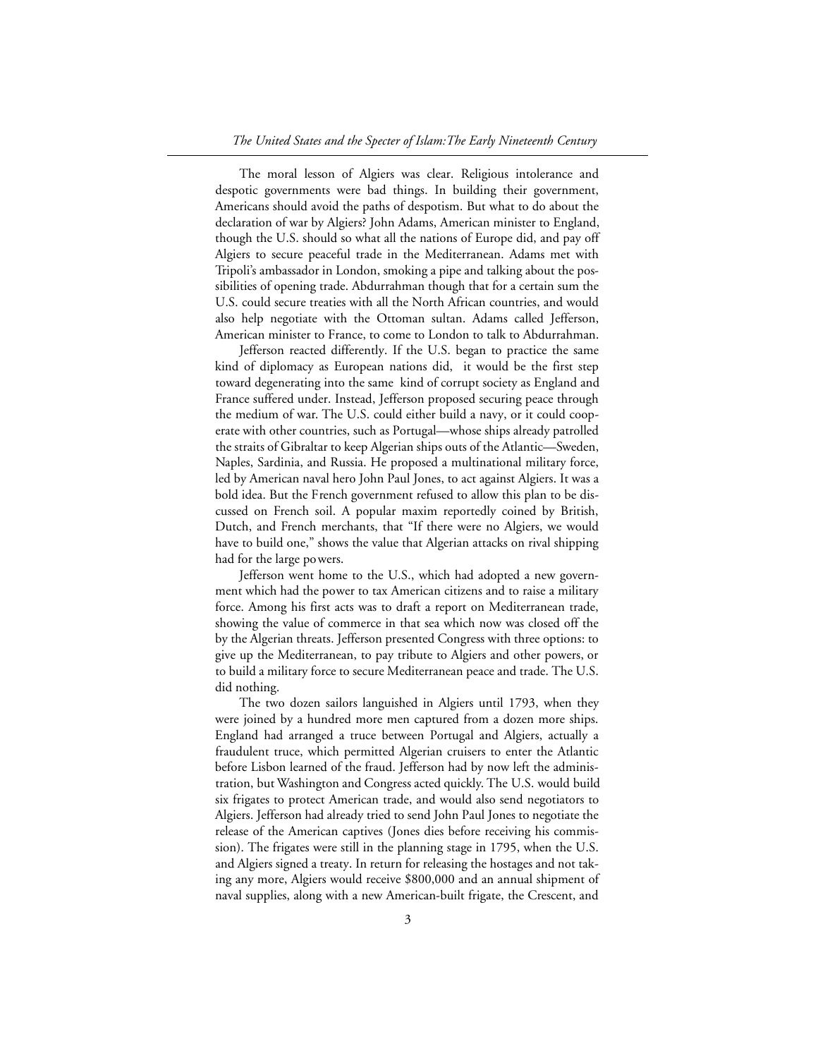The moral lesson of Algiers was clear. Religious intolerance and despotic governments were bad things. In building their government, Americans should avoid the paths of despotism. But what to do about the declaration of war by Algiers? John Adams, American minister to England, though the U.S. should so what all the nations of Europe did, and pay off Algiers to secure peaceful trade in the Mediterranean. Adams met with Tripoli's ambassador in London, smoking a pipe and talking about the possibilities of opening trade. Abdurrahman though that for a certain sum the U.S. could secure treaties with all the North African countries, and would also help negotiate with the Ottoman sultan. Adams called Jefferson, American minister to France, to come to London to talk to Abdurrahman.

Jefferson reacted differently. If the U.S. began to practice the same kind of diplomacy as European nations did, it would be the first step toward degenerating into the same kind of corrupt society as England and France suffered under. Instead, Jefferson proposed securing peace through the medium of war. The U.S. could either build a navy, or it could cooperate with other countries, such as Portugal—whose ships already patrolled the straits of Gibraltar to keep Algerian ships outs of the Atlantic—Sweden, Naples, Sardinia, and Russia. He proposed a multinational military force, led by American naval hero John Paul Jones, to act against Algiers. It was a bold idea. But the French government refused to allow this plan to be discussed on French soil. A popular maxim reportedly coined by British, Dutch, and French merchants, that "If there were no Algiers, we would have to build one," shows the value that Algerian attacks on rival shipping had for the large powers.

Jefferson went home to the U.S., which had adopted a new government which had the power to tax American citizens and to raise a military force. Among his first acts was to draft a report on Mediterranean trade, showing the value of commerce in that sea which now was closed off the by the Algerian threats. Jefferson presented Congress with three options: to give up the Mediterranean, to pay tribute to Algiers and other powers, or to build a military force to secure Mediterranean peace and trade. The U.S. did nothing.

The two dozen sailors languished in Algiers until 1793, when they were joined by a hundred more men captured from a dozen more ships. England had arranged a truce between Portugal and Algiers, actually a fraudulent truce, which permitted Algerian cruisers to enter the Atlantic before Lisbon learned of the fraud. Jefferson had by now left the administration, but Washington and Congress acted quickly. The U.S. would build six frigates to protect American trade, and would also send negotiators to Algiers. Jefferson had already tried to send John Paul Jones to negotiate the release of the American captives (Jones dies before receiving his commission). The frigates were still in the planning stage in 1795, when the U.S. and Algiers signed a treaty. In return for releasing the hostages and not taking any more, Algiers would receive $800,000 and an annual shipment of naval supplies, along with a new American-built frigate, the Crescent, and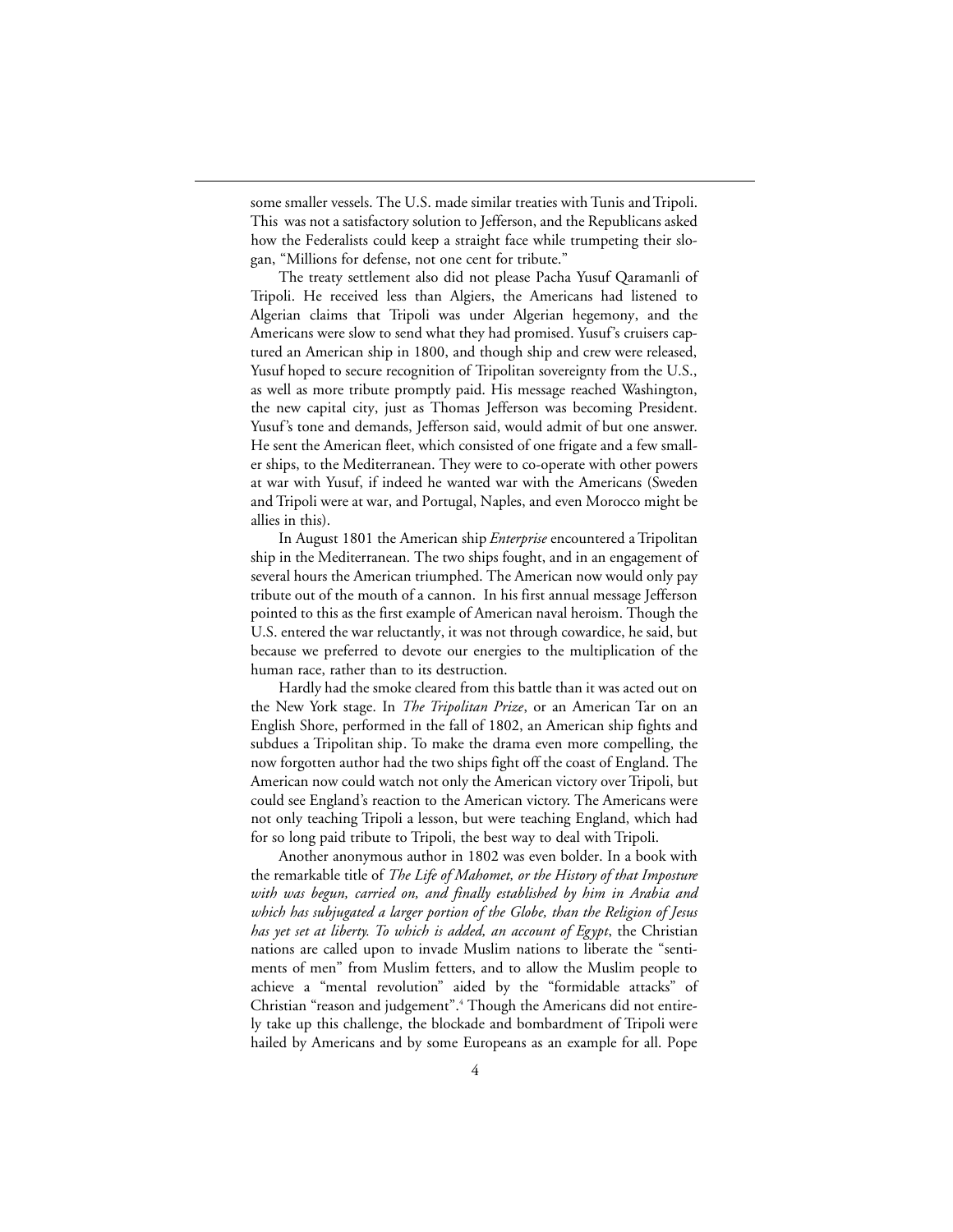some smaller vessels. The U.S. made similar treaties with Tunis and Tripoli. This was not a satisfactory solution to Jefferson, and the Republicans asked how the Federalists could keep a straight face while trumpeting their slogan, "Millions for defense, not one cent for tribute."

The treaty settlement also did not please Pacha Yusuf Qaramanli of Tripoli. He received less than Algiers, the Americans had listened to Algerian claims that Tripoli was under Algerian hegemony, and the Americans were slow to send what they had promised. Yusuf's cruisers captured an American ship in 1800, and though ship and crew were released, Yusuf hoped to secure recognition of Tripolitan sovereignty from the U.S., as well as more tribute promptly paid. His message reached Washington, the new capital city, just as Thomas Jefferson was becoming President. Yusuf's tone and demands, Jefferson said, would admit of but one answer. He sent the American fleet, which consisted of one frigate and a few smaller ships, to the Mediterranean. They were to co-operate with other powers at war with Yusuf, if indeed he wanted war with the Americans (Sweden and Tripoli were at war, and Portugal, Naples, and even Morocco might be allies in this).

In August 1801 the American ship *Enterprise* encountered a Tripolitan ship in the Mediterranean. The two ships fought, and in an engagement of several hours the American triumphed. The American now would only pay tribute out of the mouth of a cannon. In his first annual message Jefferson pointed to this as the first example of American naval heroism. Though the U.S. entered the war reluctantly, it was not through cowardice, he said, but because we preferred to devote our energies to the multiplication of the human race, rather than to its destruction.

Hardly had the smoke cleared from this battle than it was acted out on the New York stage. In *The Tripolitan Prize*, or an American Tar on an English Shore, performed in the fall of 1802, an American ship fights and subdues a Tripolitan ship. To make the drama even more compelling, the now forgotten author had the two ships fight off the coast of England. The American now could watch not only the American victory over Tripoli, but could see England's reaction to the American victory. The Americans were not only teaching Tripoli a lesson, but were teaching England, which had for so long paid tribute to Tripoli, the best way to deal with Tripoli.

Another anonymous author in 1802 was even bolder. In a book with the remarkable title of *The Life of Mahomet, or the History of that Imposture with was begun, carried on, and finally established by him in Arabia and which has subjugated a larger portion of the Globe, than the Religion of Jesus has yet set at liberty. To which is added, an account of Egypt*, the Christian nations are called upon to invade Muslim nations to liberate the "sentiments of men" from Muslim fetters, and to allow the Muslim people to achieve a "mental revolution" aided by the "formidable attacks" of Christian "reason and judgement".[4] Though the Americans did not entirely take up this challenge, the blockade and bombardment of Tripoli were hailed by Americans and by some Europeans as an example for all. Pope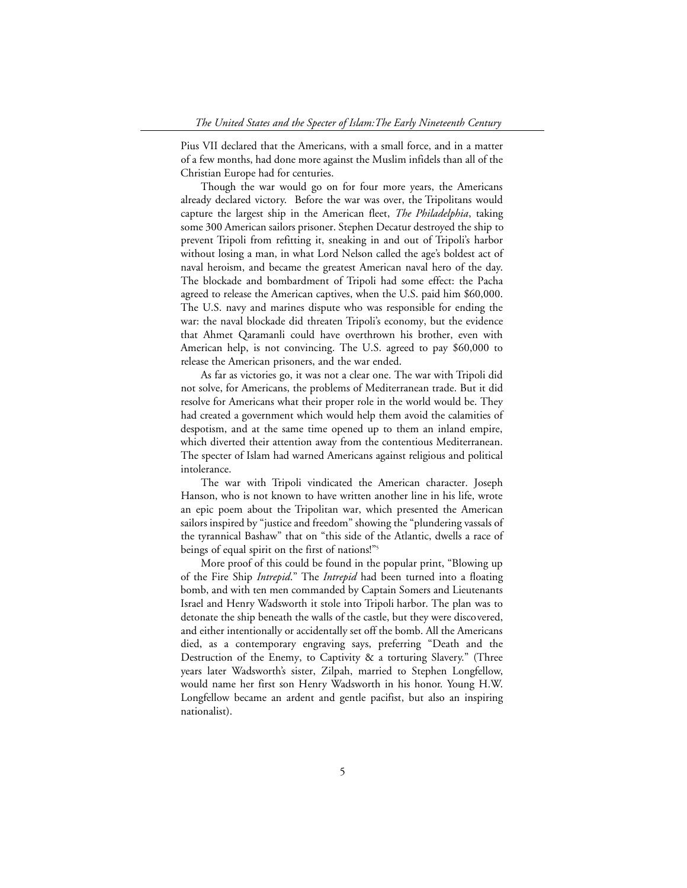Pius VII declared that the Americans, with a small force, and in a matter of a few months, had done more against the Muslim infidels than all of the Christian Europe had for centuries.

Though the war would go on for four more years, the Americans already declared victory. Before the war was over, the Tripolitans would capture the largest ship in the American fleet, *The Philadelphia*, taking some 300 American sailors prisoner. Stephen Decatur destroyed the ship to prevent Tripoli from refitting it, sneaking in and out of Tripoli's harbor without losing a man, in what Lord Nelson called the age's boldest act of naval heroism, and became the greatest American naval hero of the day. The blockade and bombardment of Tripoli had some effect: the Pacha agreed to release the American captives, when the U.S. paid him $60,000. The U.S. navy and marines dispute who was responsible for ending the war: the naval blockade did threaten Tripoli's economy, but the evidence that Ahmet Qaramanli could have overthrown his brother, even with American help, is not convincing. The U.S. agreed to pay $60,000 to release the American prisoners, and the war ended.

As far as victories go, it was not a clear one. The war with Tripoli did not solve, for Americans, the problems of Mediterranean trade. But it did resolve for Americans what their proper role in the world would be. They had created a government which would help them avoid the calamities of despotism, and at the same time opened up to them an inland empire, which diverted their attention away from the contentious Mediterranean. The specter of Islam had warned Americans against religious and political intolerance.

The war with Tripoli vindicated the American character. Joseph Hanson, who is not known to have written another line in his life, wrote an epic poem about the Tripolitan war, which presented the American sailors inspired by "justice and freedom" showing the "plundering vassals of the tyrannical Bashaw" that on "this side of the Atlantic, dwells a race of beings of equal spirit on the first of nations!"[5]

More proof of this could be found in the popular print, "Blowing up of the Fire Ship *Intrepid*." The *Intrepid* had been turned into a floating bomb, and with ten men commanded by Captain Somers and Lieutenants Israel and Henry Wadsworth it stole into Tripoli harbor. The plan was to detonate the ship beneath the walls of the castle, but they were discovered, and either intentionally or accidentally set off the bomb. All the Americans died, as a contemporary engraving says, preferring "Death and the Destruction of the Enemy, to Captivity & a torturing Slavery." (Three years later Wadsworth's sister, Zilpah, married to Stephen Longfellow, would name her first son Henry Wadsworth in his honor. Young H.W. Longfellow became an ardent and gentle pacifist, but also an inspiring nationalist).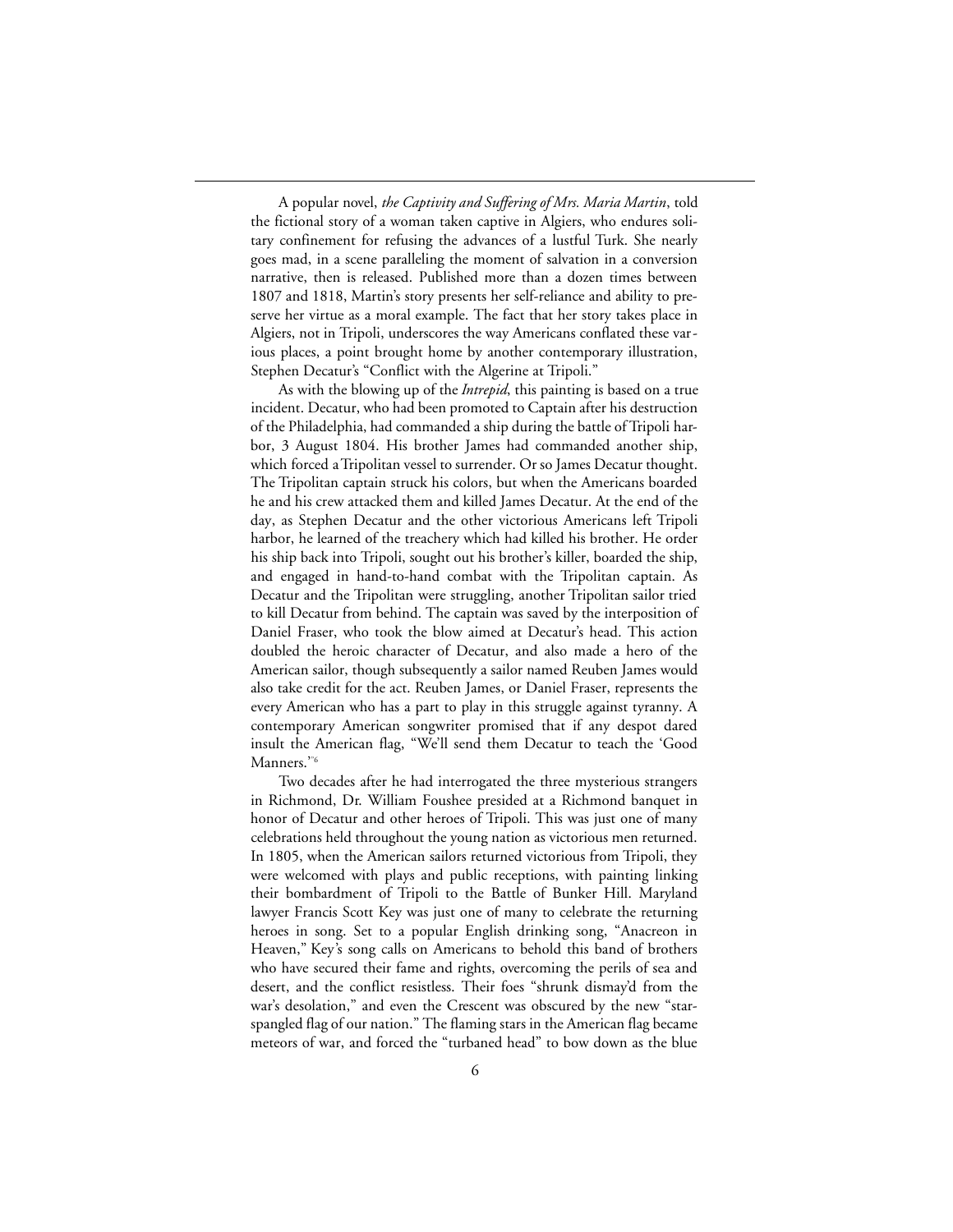A popular novel, *the Captivity and Suffering of Mrs. Maria Martin*, told the fictional story of a woman taken captive in Algiers, who endures solitary confinement for refusing the advances of a lustful Turk. She nearly goes mad, in a scene paralleling the moment of salvation in a conversion narrative, then is released. Published more than a dozen times between 1807 and 1818, Martin's story presents her self-reliance and ability to preserve her virtue as a moral example. The fact that her story takes place in Algiers, not in Tripoli, underscores the way Americans conflated these various places, a point brought home by another contemporary illustration, Stephen Decatur's "Conflict with the Algerine at Tripoli."

As with the blowing up of the *Intrepid*, this painting is based on a true incident. Decatur, who had been promoted to Captain after his destruction of the Philadelphia, had commanded a ship during the battle of Tripoli harbor, 3 August 1804. His brother James had commanded another ship, which forced a Tripolitan vessel to surrender. Or so James Decatur thought. The Tripolitan captain struck his colors, but when the Americans boarded he and his crew attacked them and killed James Decatur. At the end of the day, as Stephen Decatur and the other victorious Americans left Tripoli harbor, he learned of the treachery which had killed his brother. He order his ship back into Tripoli, sought out his brother's killer, boarded the ship, and engaged in hand-to-hand combat with the Tripolitan captain. As Decatur and the Tripolitan were struggling, another Tripolitan sailor tried to kill Decatur from behind. The captain was saved by the interposition of Daniel Fraser, who took the blow aimed at Decatur's head. This action doubled the heroic character of Decatur, and also made a hero of the American sailor, though subsequently a sailor named Reuben James would also take credit for the act. Reuben James, or Daniel Fraser, represents the every American who has a part to play in this struggle against tyranny. A contemporary American songwriter promised that if any despot dared insult the American flag, "We'll send them Decatur to teach the 'Good Manners.'"[6]

Two decades after he had interrogated the three mysterious strangers in Richmond, Dr. William Foushee presided at a Richmond banquet in honor of Decatur and other heroes of Tripoli. This was just one of many celebrations held throughout the young nation as victorious men returned. In 1805, when the American sailors returned victorious from Tripoli, they were welcomed with plays and public receptions, with painting linking their bombardment of Tripoli to the Battle of Bunker Hill. Maryland lawyer Francis Scott Key was just one of many to celebrate the returning heroes in song. Set to a popular English drinking song, "Anacreon in Heaven," Key's song calls on Americans to behold this band of brothers who have secured their fame and rights, overcoming the perils of sea and desert, and the conflict resistless. Their foes "shrunk dismay'd from the war's desolation," and even the Crescent was obscured by the new "star-spangled flag of our nation." The flaming stars in the American flag became meteors of war, and forced the "turbaned head" to bow down as the blue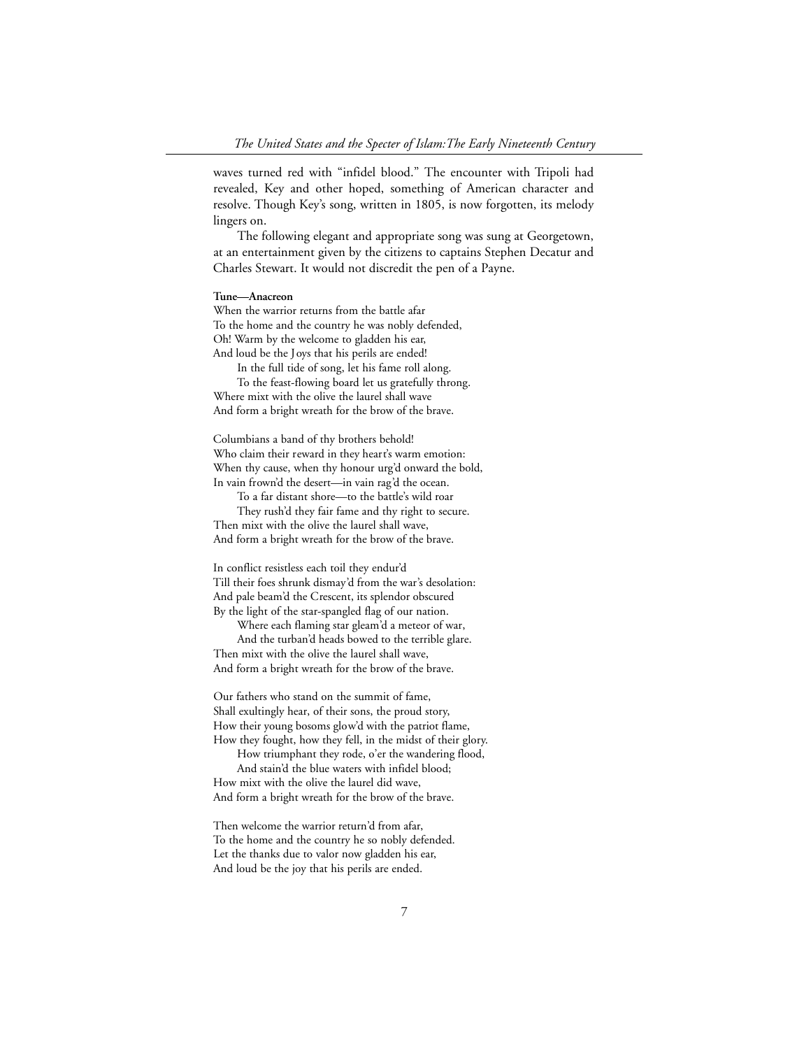waves turned red with "infidel blood." The encounter with Tripoli had revealed, Key and other hoped, something of American character and resolve. Though Key's song, written in 1805, is now forgotten, its melody lingers on.

The following elegant and appropriate song was sung at Georgetown, at an entertainment given by the citizens to captains Stephen Decatur and Charles Stewart. It would not discredit the pen of a Payne.

**Tune—Anacreon**

When the warrior returns from the battle afar  
To the home and the country he was nobly defended,  
Oh! Warm by the welcome to gladden his ear,  
And loud be the Joys that his perils are ended!  
In the full tide of song, let his fame roll along.  
To the feast-flowing board let us gratefully throng.  
Where mixt with the olive the laurel shall wave  
And form a bright wreath for the brow of the brave.

Columbians a band of thy brothers behold!  
Who claim their reward in they heart's warm emotion:  
When thy cause, when thy honour urg'd onward the bold,  
In vain frown'd the desert—in vain rag'd the ocean.  
To a far distant shore—to the battle's wild roar  
They rush'd they fair fame and thy right to secure.  
Then mixt with the olive the laurel shall wave,  
And form a bright wreath for the brow of the brave.

In conflict resistless each toil they endur'd  
Till their foes shrunk dismay'd from the war's desolation:  
And pale beam'd the Crescent, its splendor obscured  
By the light of the star-spangled flag of our nation.  
Where each flaming star gleam'd a meteor of war,  
And the turban'd heads bowed to the terrible glare.  
Then mixt with the olive the laurel shall wave,  
And form a bright wreath for the brow of the brave.

Our fathers who stand on the summit of fame,  
Shall exultingly hear, of their sons, the proud story,  
How their young bosoms glow'd with the patriot flame,  
How they fought, how they fell, in the midst of their glory.  
How triumphant they rode, o'er the wandering flood,  
And stain'd the blue waters with infidel blood;  
How mixt with the olive the laurel did wave,  
And form a bright wreath for the brow of the brave.

Then welcome the warrior return'd from afar,  
To the home and the country he so nobly defended.  
Let the thanks due to valor now gladden his ear,  
And loud be the joy that his perils are ended.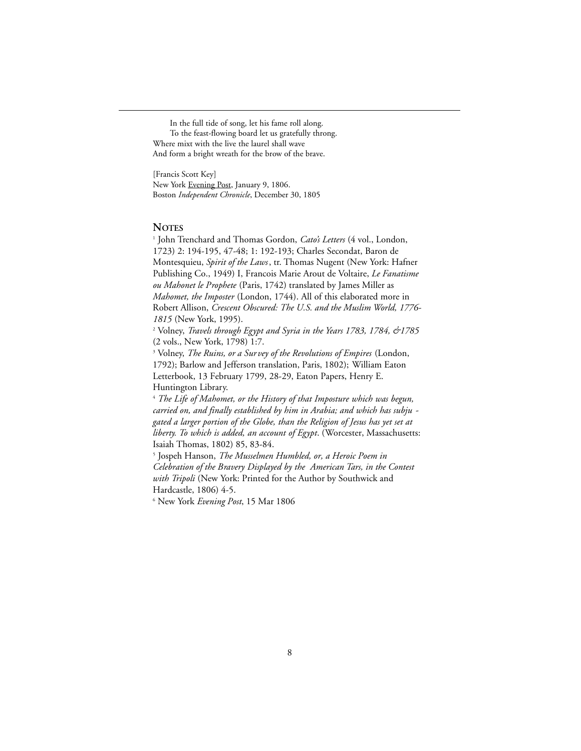In the full tide of song, let his fame roll along.
To the feast-flowing board let us gratefully throng.
Where mixt with the live the laurel shall wave
And form a bright wreath for the brow of the brave.

[Francis Scott Key]
New York Evening Post, January 9, 1806.
Boston *Independent Chronicle*, December 30, 1805

## Notes

[1] John Trenchard and Thomas Gordon, *Cato's Letters* (4 vol., London, 1723) 2: 194-195, 47-48; 1: 192-193; Charles Secondat, Baron de Montesquieu, *Spirit of the Laws*, tr. Thomas Nugent (New York: Hafner Publishing Co., 1949) I, Francois Marie Arout de Voltaire, *Le Fanatisme ou Mahonet le Prophete* (Paris, 1742) translated by James Miller as *Mahomet, the Imposter* (London, 1744). All of this elaborated more in Robert Allison, *Crescent Obscured: The U.S. and the Muslim World, 1776-1815* (New York, 1995).

[2] Volney, *Travels through Egypt and Syria in the Years 1783, 1784, &1785* (2 vols., New York, 1798) 1:7.

[3] Volney, *The Ruins, or a Survey of the Revolutions of Empires* (London, 1792); Barlow and Jefferson translation, Paris, 1802); William Eaton Letterbook, 13 February 1799, 28-29, Eaton Papers, Henry E. Huntington Library.

[4] *The Life of Mahomet, or the History of that Imposture which was begun, carried on, and finally established by him in Arabia; and which has subju - gated a larger portion of the Globe, than the Religion of Jesus has yet set at liberty. To which is added, an account of Egypt*. (Worcester, Massachusetts: Isaiah Thomas, 1802) 85, 83-84.

[5] Jospeh Hanson, *The Musselmen Humbled, or, a Heroic Poem in Celebration of the Bravery Displayed by the American Tars, in the Contest with Tripoli* (New York: Printed for the Author by Southwick and Hardcastle, 1806) 4-5.

[6] New York *Evening Post*, 15 Mar 1806